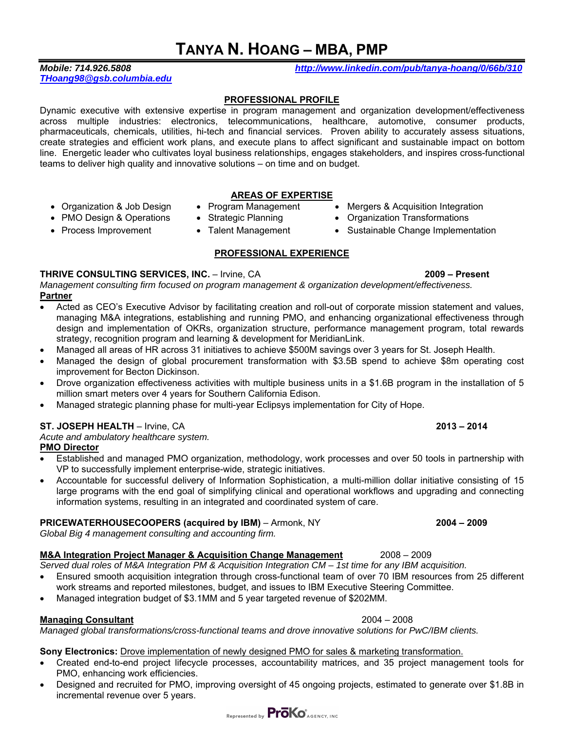# TANYA N. HOANG – MBA, PMP

***Mobile: 714.926.5808*** ***http://www.linkedin.com/pub/tanya-hoang/0/66b/310***
***THoang98@gsb.columbia.edu***

## PROFESSIONAL PROFILE

Dynamic executive with extensive expertise in program management and organization development/effectiveness across multiple industries: electronics, telecommunications, healthcare, automotive, consumer products, pharmaceuticals, chemicals, utilities, hi-tech and financial services. Proven ability to accurately assess situations, create strategies and efficient work plans, and execute plans to affect significant and sustainable impact on bottom line. Energetic leader who cultivates loyal business relationships, engages stakeholders, and inspires cross-functional teams to deliver high quality and innovative solutions – on time and on budget.

## AREAS OF EXPERTISE

- Organization & Job Design
- PMO Design & Operations
- Process Improvement
- Program Management
- Strategic Planning
- Talent Management
- Mergers & Acquisition Integration
- Organization Transformations
- Sustainable Change Implementation

## PROFESSIONAL EXPERIENCE

**THRIVE CONSULTING SERVICES, INC.** – Irvine, CA **2009 – Present**
*Management consulting firm focused on program management & organization development/effectiveness.*
**Partner**

- Acted as CEO's Executive Advisor by facilitating creation and roll-out of corporate mission statement and values, managing M&A integrations, establishing and running PMO, and enhancing organizational effectiveness through design and implementation of OKRs, organization structure, performance management program, total rewards strategy, recognition program and learning & development for MeridianLink.
- Managed all areas of HR across 31 initiatives to achieve $500M savings over 3 years for St. Joseph Health.
- Managed the design of global procurement transformation with $3.5B spend to achieve $8m operating cost improvement for Becton Dickinson.
- Drove organization effectiveness activities with multiple business units in a $1.6B program in the installation of 5 million smart meters over 4 years for Southern California Edison.
- Managed strategic planning phase for multi-year Eclipsys implementation for City of Hope.

**ST. JOSEPH HEALTH** – Irvine, CA **2013 – 2014**
*Acute and ambulatory healthcare system.*
**PMO Director**

- Established and managed PMO organization, methodology, work processes and over 50 tools in partnership with VP to successfully implement enterprise-wide, strategic initiatives.
- Accountable for successful delivery of Information Sophistication, a multi-million dollar initiative consisting of 15 large programs with the end goal of simplifying clinical and operational workflows and upgrading and connecting information systems, resulting in an integrated and coordinated system of care.

**PRICEWATERHOUSECOOPERS (acquired by IBM)** – Armonk, NY **2004 – 2009**
*Global Big 4 management consulting and accounting firm.*

**M&A Integration Project Manager & Acquisition Change Management** 2008 – 2009
*Served dual roles of M&A Integration PM & Acquisition Integration CM – 1st time for any IBM acquisition.*

- Ensured smooth acquisition integration through cross-functional team of over 70 IBM resources from 25 different work streams and reported milestones, budget, and issues to IBM Executive Steering Committee.
- Managed integration budget of $3.1MM and 5 year targeted revenue of $202MM.

**Managing Consultant** 2004 – 2008
*Managed global transformations/cross-functional teams and drove innovative solutions for PwC/IBM clients.*

**Sony Electronics:** Drove implementation of newly designed PMO for sales & marketing transformation.

- Created end-to-end project lifecycle processes, accountability matrices, and 35 project management tools for PMO, enhancing work efficiencies.
- Designed and recruited for PMO, improving oversight of 45 ongoing projects, estimated to generate over $1.8B in incremental revenue over 5 years.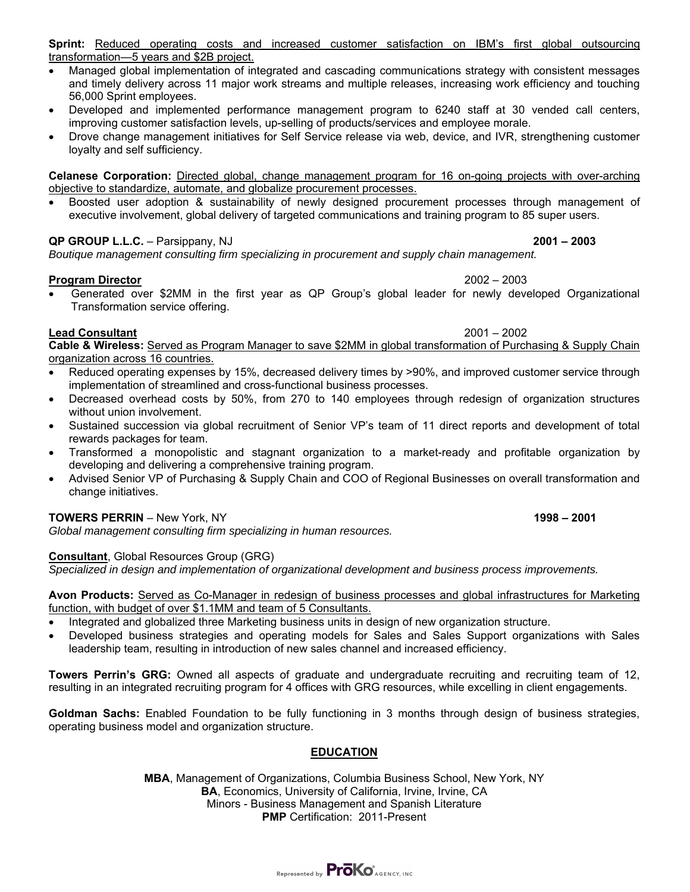**Sprint:** Reduced operating costs and increased customer satisfaction on IBM's first global outsourcing transformation—5 years and $2B project.

- Managed global implementation of integrated and cascading communications strategy with consistent messages and timely delivery across 11 major work streams and multiple releases, increasing work efficiency and touching 56,000 Sprint employees.
- Developed and implemented performance management program to 6240 staff at 30 vended call centers, improving customer satisfaction levels, up-selling of products/services and employee morale.
- Drove change management initiatives for Self Service release via web, device, and IVR, strengthening customer loyalty and self sufficiency.

**Celanese Corporation:** Directed global, change management program for 16 on-going projects with over-arching objective to standardize, automate, and globalize procurement processes.

- Boosted user adoption & sustainability of newly designed procurement processes through management of executive involvement, global delivery of targeted communications and training program to 85 super users.

**QP GROUP L.L.C.** – Parsippany, NJ **2001 – 2003**

*Boutique management consulting firm specializing in procurement and supply chain management.*

**Program Director** 2002 – 2003

- Generated over $2MM in the first year as QP Group's global leader for newly developed Organizational Transformation service offering.

**Lead Consultant** 2001 – 2002

**Cable & Wireless:** Served as Program Manager to save $2MM in global transformation of Purchasing & Supply Chain organization across 16 countries.

- Reduced operating expenses by 15%, decreased delivery times by >90%, and improved customer service through implementation of streamlined and cross-functional business processes.
- Decreased overhead costs by 50%, from 270 to 140 employees through redesign of organization structures without union involvement.
- Sustained succession via global recruitment of Senior VP's team of 11 direct reports and development of total rewards packages for team.
- Transformed a monopolistic and stagnant organization to a market-ready and profitable organization by developing and delivering a comprehensive training program.
- Advised Senior VP of Purchasing & Supply Chain and COO of Regional Businesses on overall transformation and change initiatives.

**TOWERS PERRIN** – New York, NY **1998 – 2001**

*Global management consulting firm specializing in human resources.*

**Consultant**, Global Resources Group (GRG)

*Specialized in design and implementation of organizational development and business process improvements.*

**Avon Products:** Served as Co-Manager in redesign of business processes and global infrastructures for Marketing function, with budget of over $1.1MM and team of 5 Consultants.

- Integrated and globalized three Marketing business units in design of new organization structure.
- Developed business strategies and operating models for Sales and Sales Support organizations with Sales leadership team, resulting in introduction of new sales channel and increased efficiency.

**Towers Perrin's GRG:** Owned all aspects of graduate and undergraduate recruiting and recruiting team of 12, resulting in an integrated recruiting program for 4 offices with GRG resources, while excelling in client engagements.

**Goldman Sachs:** Enabled Foundation to be fully functioning in 3 months through design of business strategies, operating business model and organization structure.

## EDUCATION

**MBA**, Management of Organizations, Columbia Business School, New York, NY

**BA**, Economics, University of California, Irvine, Irvine, CA

Minors - Business Management and Spanish Literature

**PMP** Certification: 2011-Present